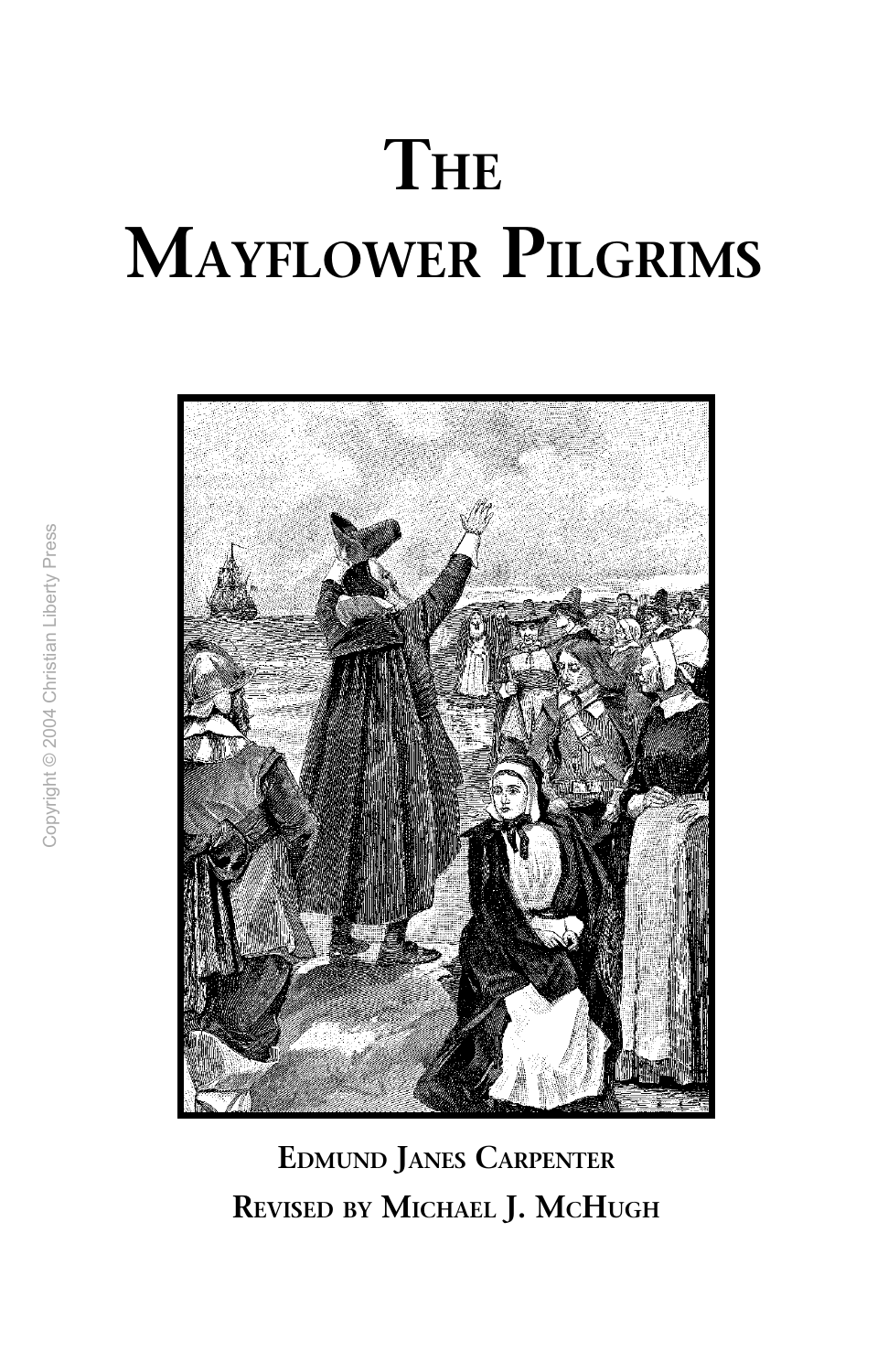# The Mayflower Pilgrims

Copyright © 2004 Christian Liberty Press

**Edmund Janes Carpenter**

**Revised by Michael J. McHugh**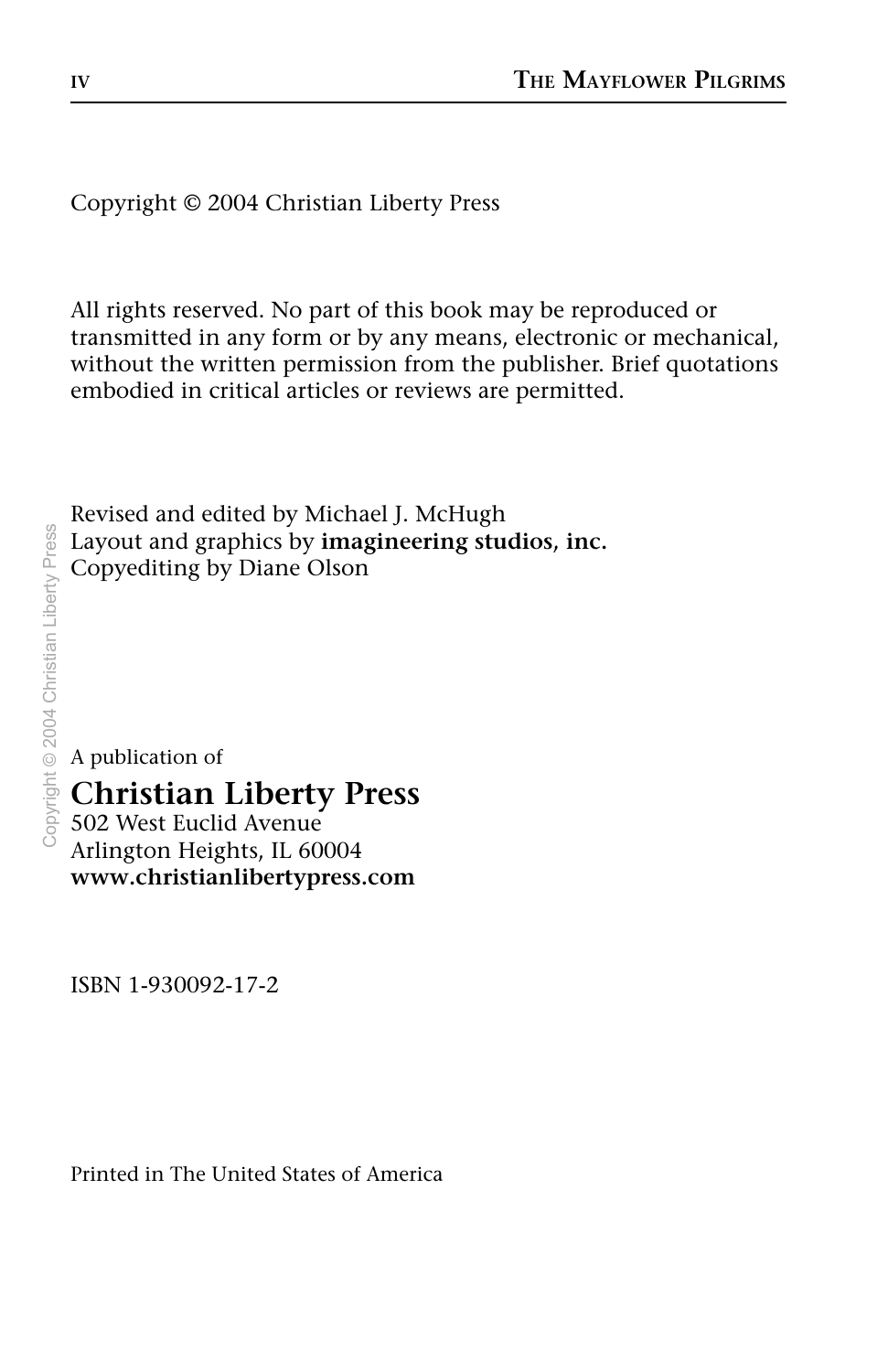Copyright © 2004 Christian Liberty Press

All rights reserved. No part of this book may be reproduced or transmitted in any form or by any means, electronic or mechanical, without the written permission from the publisher. Brief quotations embodied in critical articles or reviews are permitted.

Revised and edited by Michael J. McHugh
Layout and graphics by **imagineering studios, inc.**
Copyediting by Diane Olson

A publication of

**Christian Liberty Press**
502 West Euclid Avenue
Arlington Heights, IL 60004
**www.christianlibertypress.com**

ISBN 1-930092-17-2

Printed in The United States of America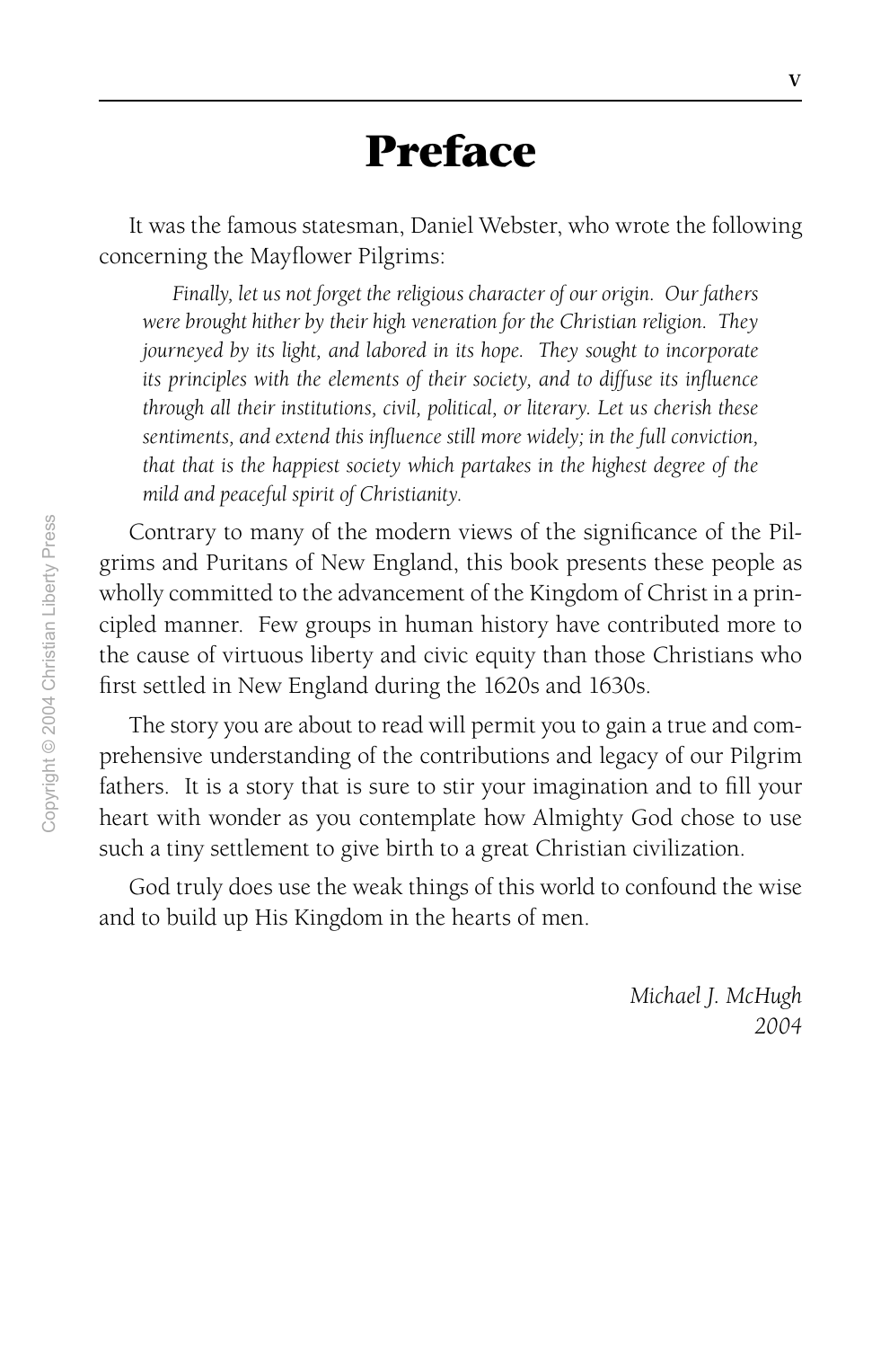# Preface

It was the famous statesman, Daniel Webster, who wrote the following concerning the Mayflower Pilgrims:

> *Finally, let us not forget the religious character of our origin. Our fathers were brought hither by their high veneration for the Christian religion. They journeyed by its light, and labored in its hope. They sought to incorporate its principles with the elements of their society, and to diffuse its influence through all their institutions, civil, political, or literary. Let us cherish these sentiments, and extend this influence still more widely; in the full conviction, that that is the happiest society which partakes in the highest degree of the mild and peaceful spirit of Christianity.*

Contrary to many of the modern views of the significance of the Pilgrims and Puritans of New England, this book presents these people as wholly committed to the advancement of the Kingdom of Christ in a principled manner. Few groups in human history have contributed more to the cause of virtuous liberty and civic equity than those Christians who first settled in New England during the 1620s and 1630s.

The story you are about to read will permit you to gain a true and comprehensive understanding of the contributions and legacy of our Pilgrim fathers. It is a story that is sure to stir your imagination and to fill your heart with wonder as you contemplate how Almighty God chose to use such a tiny settlement to give birth to a great Christian civilization.

God truly does use the weak things of this world to confound the wise and to build up His Kingdom in the hearts of men.

*Michael J. McHugh*
*2004*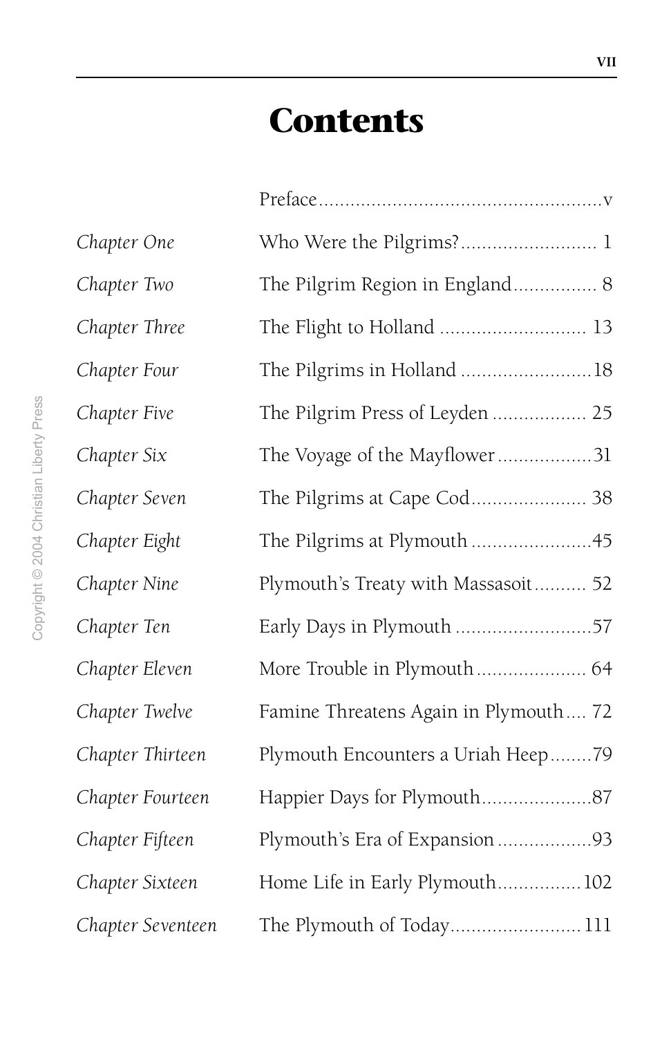# Contents

| | | |
|---|---|---|
| | Preface | v |
| *Chapter One* | Who Were the Pilgrims? | 1 |
| *Chapter Two* | The Pilgrim Region in England | 8 |
| *Chapter Three* | The Flight to Holland | 13 |
| *Chapter Four* | The Pilgrims in Holland | 18 |
| *Chapter Five* | The Pilgrim Press of Leyden | 25 |
| *Chapter Six* | The Voyage of the Mayflower | 31 |
| *Chapter Seven* | The Pilgrims at Cape Cod | 38 |
| *Chapter Eight* | The Pilgrims at Plymouth | 45 |
| *Chapter Nine* | Plymouth's Treaty with Massasoit | 52 |
| *Chapter Ten* | Early Days in Plymouth | 57 |
| *Chapter Eleven* | More Trouble in Plymouth | 64 |
| *Chapter Twelve* | Famine Threatens Again in Plymouth | 72 |
| *Chapter Thirteen* | Plymouth Encounters a Uriah Heep | 79 |
| *Chapter Fourteen* | Happier Days for Plymouth | 87 |
| *Chapter Fifteen* | Plymouth's Era of Expansion | 93 |
| *Chapter Sixteen* | Home Life in Early Plymouth | 102 |
| *Chapter Seventeen* | The Plymouth of Today | 111 |

Copyright © 2004 Christian Liberty Press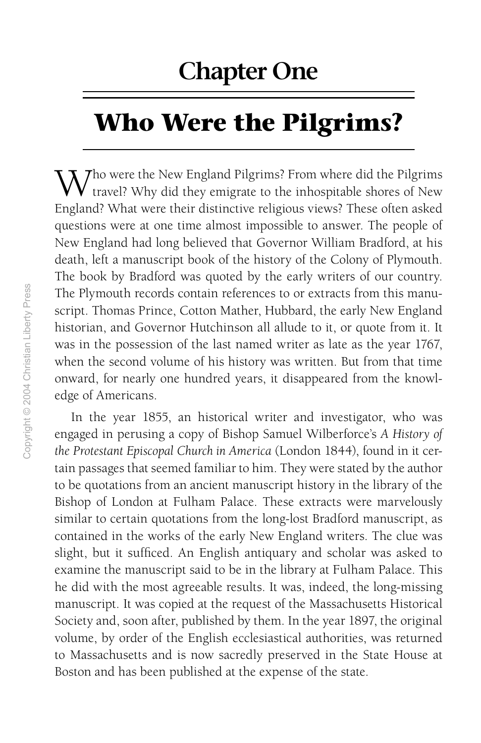# Chapter One

## Who Were the Pilgrims?

Who were the New England Pilgrims? From where did the Pilgrims travel? Why did they emigrate to the inhospitable shores of New England? What were their distinctive religious views? These often asked questions were at one time almost impossible to answer. The people of New England had long believed that Governor William Bradford, at his death, left a manuscript book of the history of the Colony of Plymouth. The book by Bradford was quoted by the early writers of our country. The Plymouth records contain references to or extracts from this manuscript. Thomas Prince, Cotton Mather, Hubbard, the early New England historian, and Governor Hutchinson all allude to it, or quote from it. It was in the possession of the last named writer as late as the year 1767, when the second volume of his history was written. But from that time onward, for nearly one hundred years, it disappeared from the knowledge of Americans.

In the year 1855, an historical writer and investigator, who was engaged in perusing a copy of Bishop Samuel Wilberforce's *A History of the Protestant Episcopal Church in America* (London 1844), found in it certain passages that seemed familiar to him. They were stated by the author to be quotations from an ancient manuscript history in the library of the Bishop of London at Fulham Palace. These extracts were marvelously similar to certain quotations from the long-lost Bradford manuscript, as contained in the works of the early New England writers. The clue was slight, but it sufficed. An English antiquary and scholar was asked to examine the manuscript said to be in the library at Fulham Palace. This he did with the most agreeable results. It was, indeed, the long-missing manuscript. It was copied at the request of the Massachusetts Historical Society and, soon after, published by them. In the year 1897, the original volume, by order of the English ecclesiastical authorities, was returned to Massachusetts and is now sacredly preserved in the State House at Boston and has been published at the expense of the state.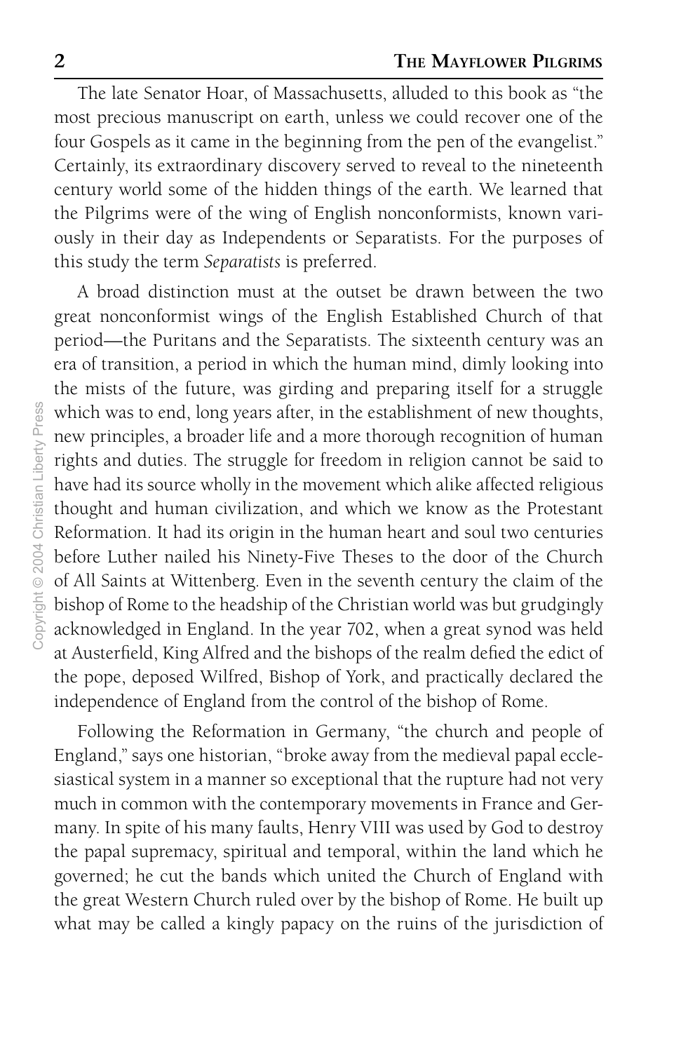The late Senator Hoar, of Massachusetts, alluded to this book as "the most precious manuscript on earth, unless we could recover one of the four Gospels as it came in the beginning from the pen of the evangelist." Certainly, its extraordinary discovery served to reveal to the nineteenth century world some of the hidden things of the earth. We learned that the Pilgrims were of the wing of English nonconformists, known variously in their day as Independents or Separatists. For the purposes of this study the term *Separatists* is preferred.

A broad distinction must at the outset be drawn between the two great nonconformist wings of the English Established Church of that period—the Puritans and the Separatists. The sixteenth century was an era of transition, a period in which the human mind, dimly looking into the mists of the future, was girding and preparing itself for a struggle which was to end, long years after, in the establishment of new thoughts, new principles, a broader life and a more thorough recognition of human rights and duties. The struggle for freedom in religion cannot be said to have had its source wholly in the movement which alike affected religious thought and human civilization, and which we know as the Protestant Reformation. It had its origin in the human heart and soul two centuries before Luther nailed his Ninety-Five Theses to the door of the Church of All Saints at Wittenberg. Even in the seventh century the claim of the bishop of Rome to the headship of the Christian world was but grudgingly acknowledged in England. In the year 702, when a great synod was held at Austerfield, King Alfred and the bishops of the realm defied the edict of the pope, deposed Wilfred, Bishop of York, and practically declared the independence of England from the control of the bishop of Rome.

Following the Reformation in Germany, "the church and people of England," says one historian, "broke away from the medieval papal ecclesiastical system in a manner so exceptional that the rupture had not very much in common with the contemporary movements in France and Germany. In spite of his many faults, Henry VIII was used by God to destroy the papal supremacy, spiritual and temporal, within the land which he governed; he cut the bands which united the Church of England with the great Western Church ruled over by the bishop of Rome. He built up what may be called a kingly papacy on the ruins of the jurisdiction of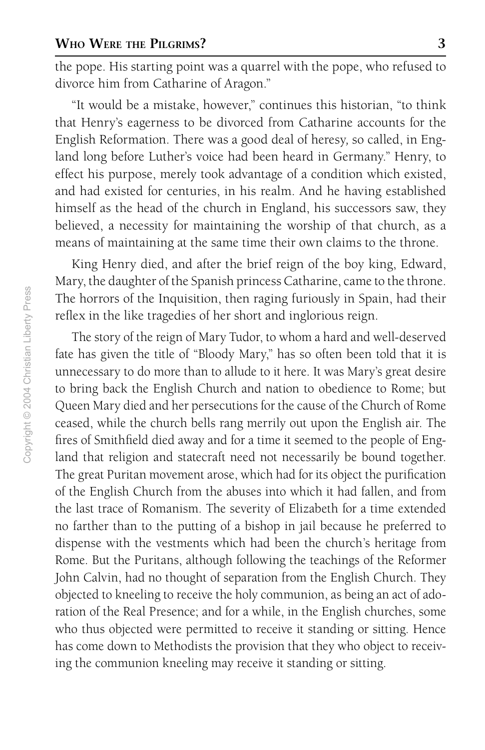the pope. His starting point was a quarrel with the pope, who refused to divorce him from Catharine of Aragon."

"It would be a mistake, however," continues this historian, "to think that Henry's eagerness to be divorced from Catharine accounts for the English Reformation. There was a good deal of heresy, so called, in England long before Luther's voice had been heard in Germany." Henry, to effect his purpose, merely took advantage of a condition which existed, and had existed for centuries, in his realm. And he having established himself as the head of the church in England, his successors saw, they believed, a necessity for maintaining the worship of that church, as a means of maintaining at the same time their own claims to the throne.

King Henry died, and after the brief reign of the boy king, Edward, Mary, the daughter of the Spanish princess Catharine, came to the throne. The horrors of the Inquisition, then raging furiously in Spain, had their reflex in the like tragedies of her short and inglorious reign.

The story of the reign of Mary Tudor, to whom a hard and well-deserved fate has given the title of "Bloody Mary," has so often been told that it is unnecessary to do more than to allude to it here. It was Mary's great desire to bring back the English Church and nation to obedience to Rome; but Queen Mary died and her persecutions for the cause of the Church of Rome ceased, while the church bells rang merrily out upon the English air. The fires of Smithfield died away and for a time it seemed to the people of England that religion and statecraft need not necessarily be bound together. The great Puritan movement arose, which had for its object the purification of the English Church from the abuses into which it had fallen, and from the last trace of Romanism. The severity of Elizabeth for a time extended no farther than to the putting of a bishop in jail because he preferred to dispense with the vestments which had been the church's heritage from Rome. But the Puritans, although following the teachings of the Reformer John Calvin, had no thought of separation from the English Church. They objected to kneeling to receive the holy communion, as being an act of adoration of the Real Presence; and for a while, in the English churches, some who thus objected were permitted to receive it standing or sitting. Hence has come down to Methodists the provision that they who object to receiving the communion kneeling may receive it standing or sitting.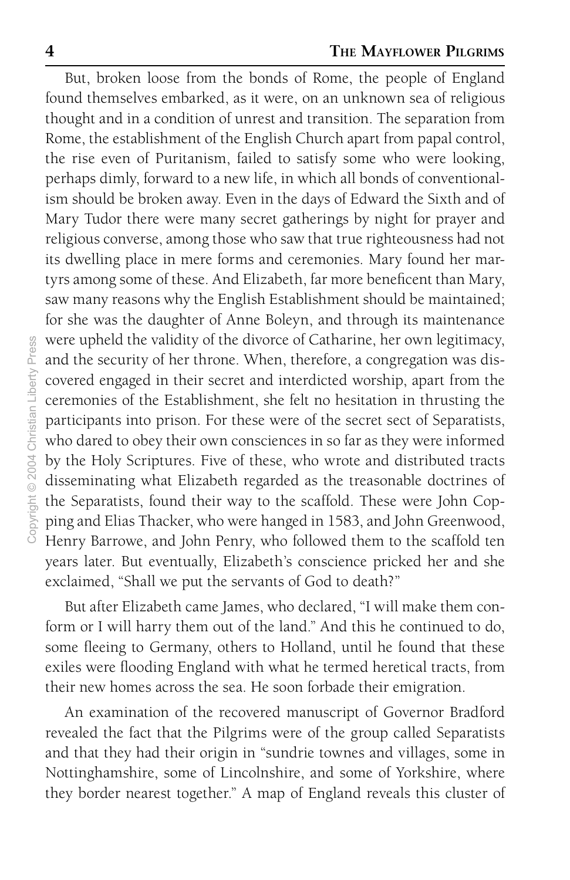But, broken loose from the bonds of Rome, the people of England found themselves embarked, as it were, on an unknown sea of religious thought and in a condition of unrest and transition. The separation from Rome, the establishment of the English Church apart from papal control, the rise even of Puritanism, failed to satisfy some who were looking, perhaps dimly, forward to a new life, in which all bonds of conventionalism should be broken away. Even in the days of Edward the Sixth and of Mary Tudor there were many secret gatherings by night for prayer and religious converse, among those who saw that true righteousness had not its dwelling place in mere forms and ceremonies. Mary found her martyrs among some of these. And Elizabeth, far more beneficent than Mary, saw many reasons why the English Establishment should be maintained; for she was the daughter of Anne Boleyn, and through its maintenance were upheld the validity of the divorce of Catharine, her own legitimacy, and the security of her throne. When, therefore, a congregation was discovered engaged in their secret and interdicted worship, apart from the ceremonies of the Establishment, she felt no hesitation in thrusting the participants into prison. For these were of the secret sect of Separatists, who dared to obey their own consciences in so far as they were informed by the Holy Scriptures. Five of these, who wrote and distributed tracts disseminating what Elizabeth regarded as the treasonable doctrines of the Separatists, found their way to the scaffold. These were John Copping and Elias Thacker, who were hanged in 1583, and John Greenwood, Henry Barrowe, and John Penry, who followed them to the scaffold ten years later. But eventually, Elizabeth's conscience pricked her and she exclaimed, "Shall we put the servants of God to death?"

But after Elizabeth came James, who declared, "I will make them conform or I will harry them out of the land." And this he continued to do, some fleeing to Germany, others to Holland, until he found that these exiles were flooding England with what he termed heretical tracts, from their new homes across the sea. He soon forbade their emigration.

An examination of the recovered manuscript of Governor Bradford revealed the fact that the Pilgrims were of the group called Separatists and that they had their origin in "sundrie townes and villages, some in Nottinghamshire, some of Lincolnshire, and some of Yorkshire, where they border nearest together." A map of England reveals this cluster of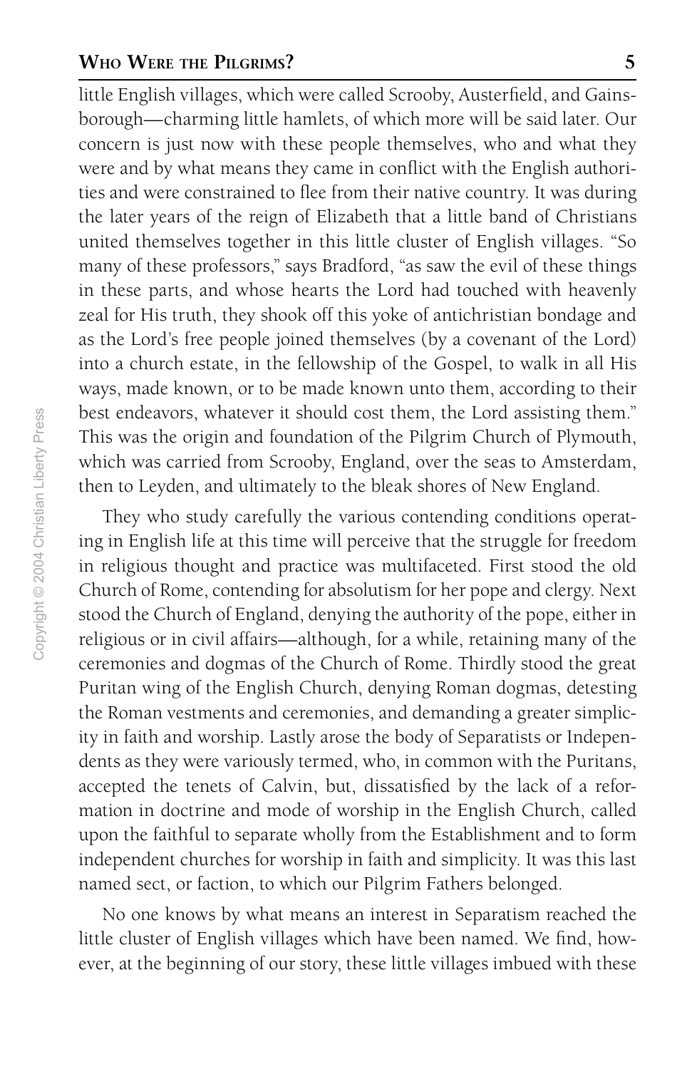little English villages, which were called Scrooby, Austerfield, and Gainsborough—charming little hamlets, of which more will be said later. Our concern is just now with these people themselves, who and what they were and by what means they came in conflict with the English authorities and were constrained to flee from their native country. It was during the later years of the reign of Elizabeth that a little band of Christians united themselves together in this little cluster of English villages. "So many of these professors," says Bradford, "as saw the evil of these things in these parts, and whose hearts the Lord had touched with heavenly zeal for His truth, they shook off this yoke of antichristian bondage and as the Lord's free people joined themselves (by a covenant of the Lord) into a church estate, in the fellowship of the Gospel, to walk in all His ways, made known, or to be made known unto them, according to their best endeavors, whatever it should cost them, the Lord assisting them." This was the origin and foundation of the Pilgrim Church of Plymouth, which was carried from Scrooby, England, over the seas to Amsterdam, then to Leyden, and ultimately to the bleak shores of New England.

They who study carefully the various contending conditions operating in English life at this time will perceive that the struggle for freedom in religious thought and practice was multifaceted. First stood the old Church of Rome, contending for absolutism for her pope and clergy. Next stood the Church of England, denying the authority of the pope, either in religious or in civil affairs—although, for a while, retaining many of the ceremonies and dogmas of the Church of Rome. Thirdly stood the great Puritan wing of the English Church, denying Roman dogmas, detesting the Roman vestments and ceremonies, and demanding a greater simplicity in faith and worship. Lastly arose the body of Separatists or Independents as they were variously termed, who, in common with the Puritans, accepted the tenets of Calvin, but, dissatisfied by the lack of a reformation in doctrine and mode of worship in the English Church, called upon the faithful to separate wholly from the Establishment and to form independent churches for worship in faith and simplicity. It was this last named sect, or faction, to which our Pilgrim Fathers belonged.

No one knows by what means an interest in Separatism reached the little cluster of English villages which have been named. We find, however, at the beginning of our story, these little villages imbued with these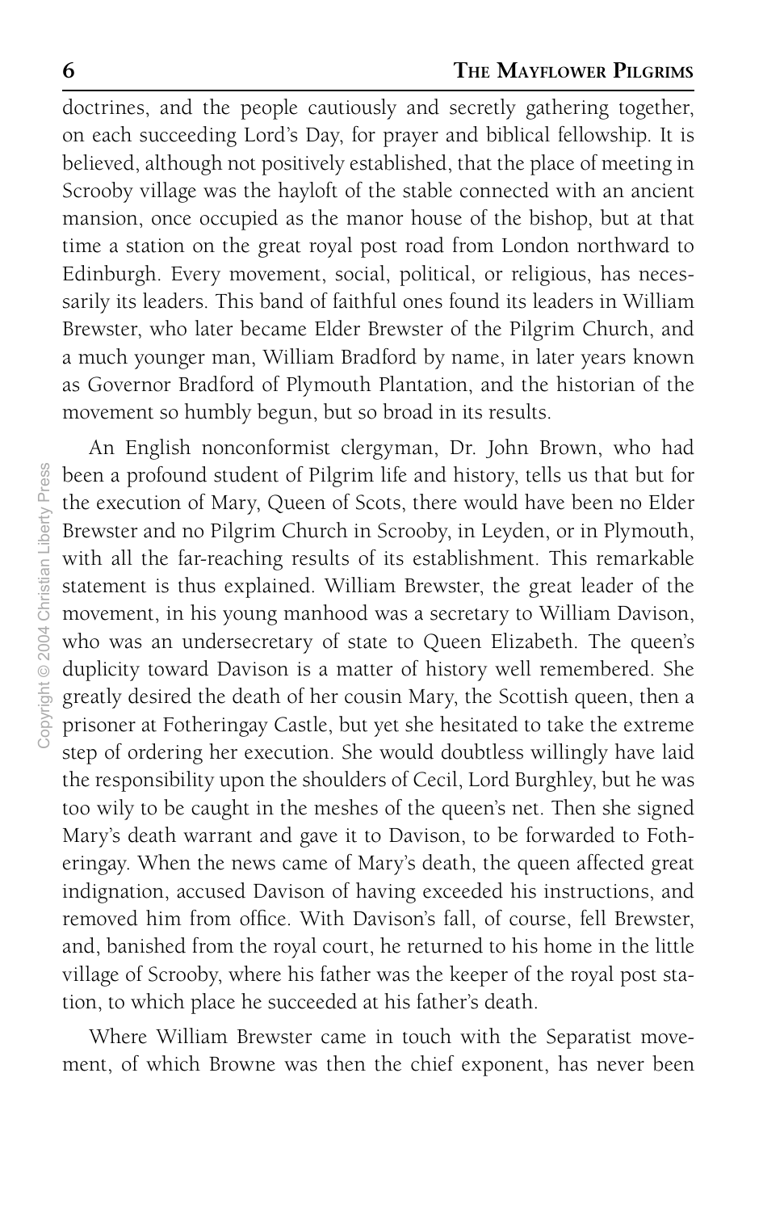doctrines, and the people cautiously and secretly gathering together, on each succeeding Lord's Day, for prayer and biblical fellowship. It is believed, although not positively established, that the place of meeting in Scrooby village was the hayloft of the stable connected with an ancient mansion, once occupied as the manor house of the bishop, but at that time a station on the great royal post road from London northward to Edinburgh. Every movement, social, political, or religious, has necessarily its leaders. This band of faithful ones found its leaders in William Brewster, who later became Elder Brewster of the Pilgrim Church, and a much younger man, William Bradford by name, in later years known as Governor Bradford of Plymouth Plantation, and the historian of the movement so humbly begun, but so broad in its results.

An English nonconformist clergyman, Dr. John Brown, who had been a profound student of Pilgrim life and history, tells us that but for the execution of Mary, Queen of Scots, there would have been no Elder Brewster and no Pilgrim Church in Scrooby, in Leyden, or in Plymouth, with all the far-reaching results of its establishment. This remarkable statement is thus explained. William Brewster, the great leader of the movement, in his young manhood was a secretary to William Davison, who was an undersecretary of state to Queen Elizabeth. The queen's duplicity toward Davison is a matter of history well remembered. She greatly desired the death of her cousin Mary, the Scottish queen, then a prisoner at Fotheringay Castle, but yet she hesitated to take the extreme step of ordering her execution. She would doubtless willingly have laid the responsibility upon the shoulders of Cecil, Lord Burghley, but he was too wily to be caught in the meshes of the queen's net. Then she signed Mary's death warrant and gave it to Davison, to be forwarded to Fotheringay. When the news came of Mary's death, the queen affected great indignation, accused Davison of having exceeded his instructions, and removed him from office. With Davison's fall, of course, fell Brewster, and, banished from the royal court, he returned to his home in the little village of Scrooby, where his father was the keeper of the royal post station, to which place he succeeded at his father's death.

Where William Brewster came in touch with the Separatist movement, of which Browne was then the chief exponent, has never been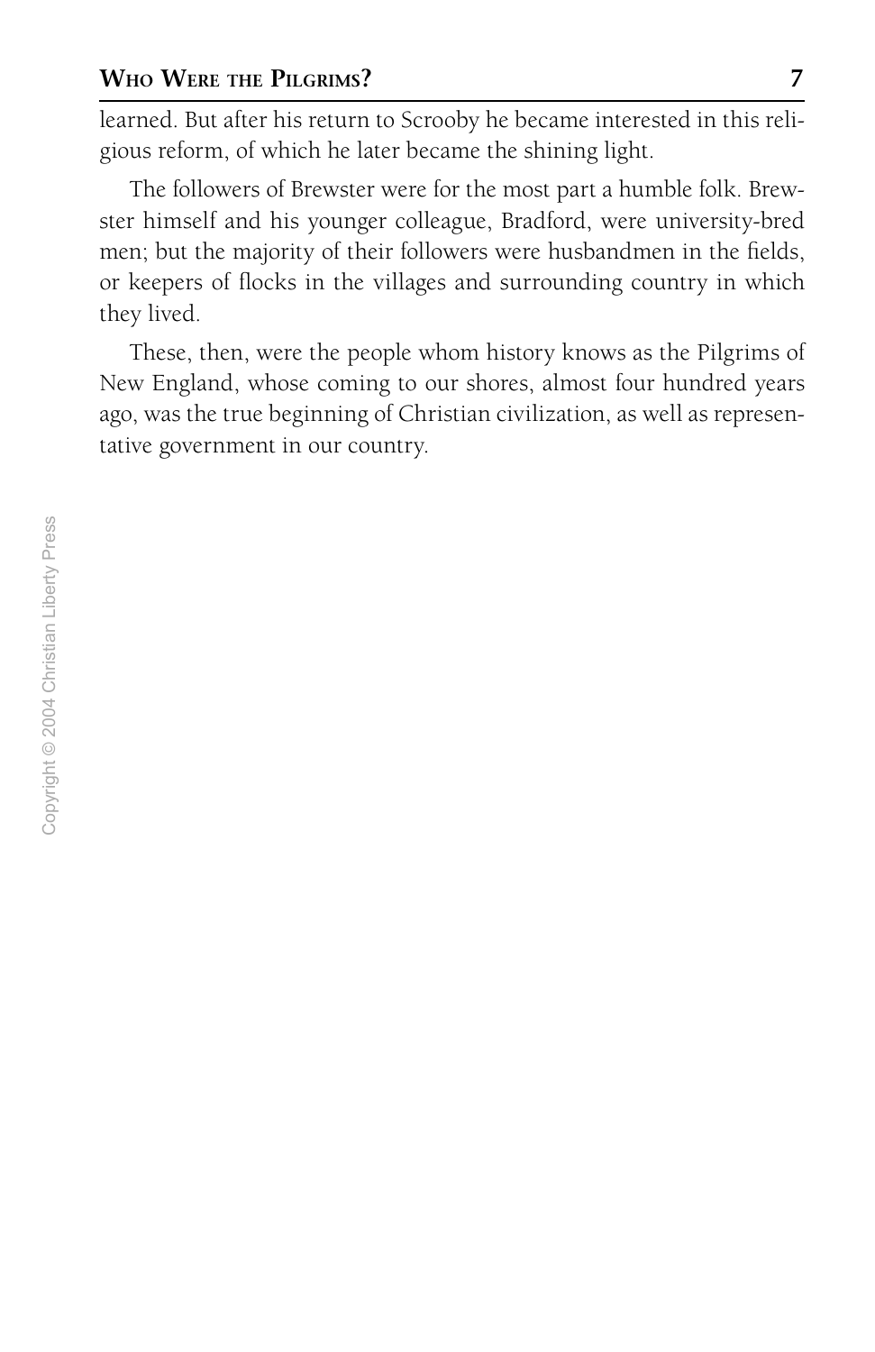learned. But after his return to Scrooby he became interested in this religious reform, of which he later became the shining light.

The followers of Brewster were for the most part a humble folk. Brewster himself and his younger colleague, Bradford, were university-bred men; but the majority of their followers were husbandmen in the fields, or keepers of flocks in the villages and surrounding country in which they lived.

These, then, were the people whom history knows as the Pilgrims of New England, whose coming to our shores, almost four hundred years ago, was the true beginning of Christian civilization, as well as representative government in our country.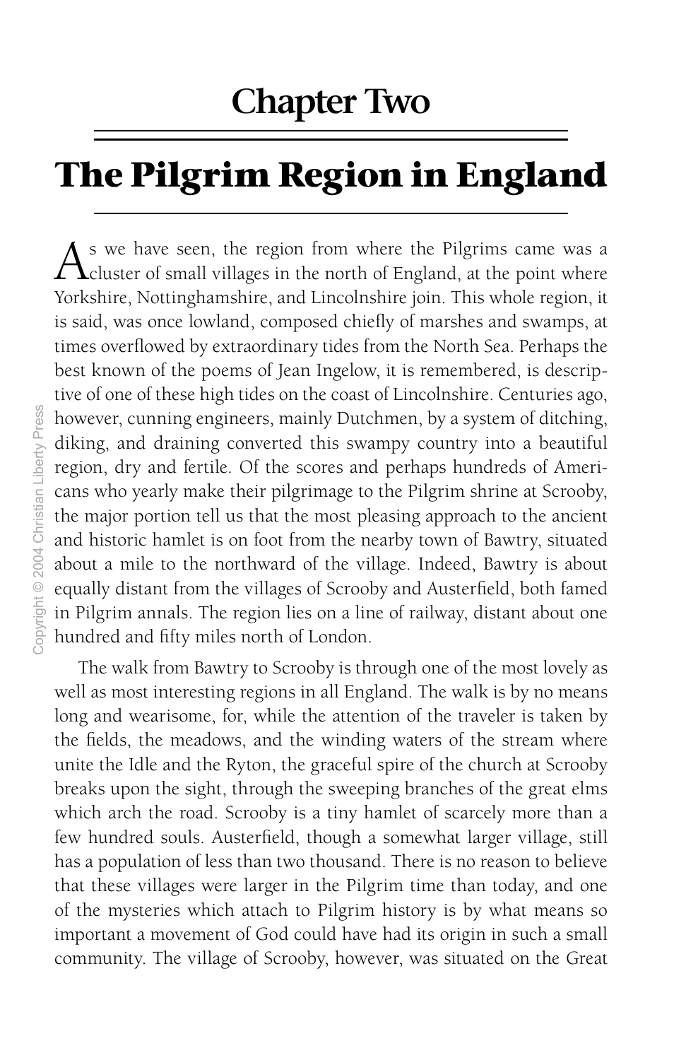## Chapter Two

# The Pilgrim Region in England

As we have seen, the region from where the Pilgrims came was a cluster of small villages in the north of England, at the point where Yorkshire, Nottinghamshire, and Lincolnshire join. This whole region, it is said, was once lowland, composed chiefly of marshes and swamps, at times overflowed by extraordinary tides from the North Sea. Perhaps the best known of the poems of Jean Ingelow, it is remembered, is descriptive of one of these high tides on the coast of Lincolnshire. Centuries ago, however, cunning engineers, mainly Dutchmen, by a system of ditching, diking, and draining converted this swampy country into a beautiful region, dry and fertile. Of the scores and perhaps hundreds of Americans who yearly make their pilgrimage to the Pilgrim shrine at Scrooby, the major portion tell us that the most pleasing approach to the ancient and historic hamlet is on foot from the nearby town of Bawtry, situated about a mile to the northward of the village. Indeed, Bawtry is about equally distant from the villages of Scrooby and Austerfield, both famed in Pilgrim annals. The region lies on a line of railway, distant about one hundred and fifty miles north of London.

The walk from Bawtry to Scrooby is through one of the most lovely as well as most interesting regions in all England. The walk is by no means long and wearisome, for, while the attention of the traveler is taken by the fields, the meadows, and the winding waters of the stream where unite the Idle and the Ryton, the graceful spire of the church at Scrooby breaks upon the sight, through the sweeping branches of the great elms which arch the road. Scrooby is a tiny hamlet of scarcely more than a few hundred souls. Austerfield, though a somewhat larger village, still has a population of less than two thousand. There is no reason to believe that these villages were larger in the Pilgrim time than today, and one of the mysteries which attach to Pilgrim history is by what means so important a movement of God could have had its origin in such a small community. The village of Scrooby, however, was situated on the Great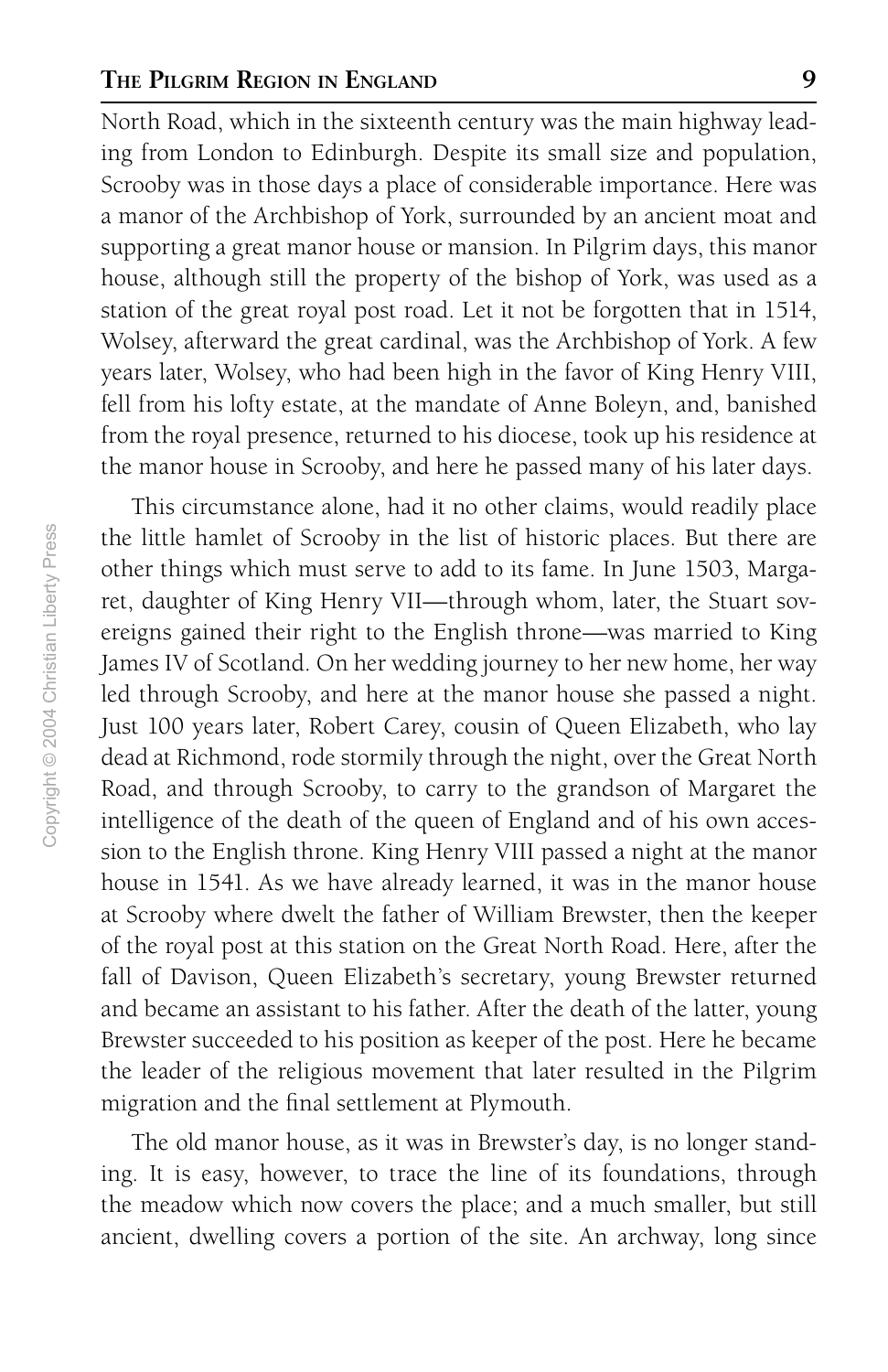North Road, which in the sixteenth century was the main highway leading from London to Edinburgh. Despite its small size and population, Scrooby was in those days a place of considerable importance. Here was a manor of the Archbishop of York, surrounded by an ancient moat and supporting a great manor house or mansion. In Pilgrim days, this manor house, although still the property of the bishop of York, was used as a station of the great royal post road. Let it not be forgotten that in 1514, Wolsey, afterward the great cardinal, was the Archbishop of York. A few years later, Wolsey, who had been high in the favor of King Henry VIII, fell from his lofty estate, at the mandate of Anne Boleyn, and, banished from the royal presence, returned to his diocese, took up his residence at the manor house in Scrooby, and here he passed many of his later days.

This circumstance alone, had it no other claims, would readily place the little hamlet of Scrooby in the list of historic places. But there are other things which must serve to add to its fame. In June 1503, Margaret, daughter of King Henry VII—through whom, later, the Stuart sovereigns gained their right to the English throne—was married to King James IV of Scotland. On her wedding journey to her new home, her way led through Scrooby, and here at the manor house she passed a night. Just 100 years later, Robert Carey, cousin of Queen Elizabeth, who lay dead at Richmond, rode stormily through the night, over the Great North Road, and through Scrooby, to carry to the grandson of Margaret the intelligence of the death of the queen of England and of his own accession to the English throne. King Henry VIII passed a night at the manor house in 1541. As we have already learned, it was in the manor house at Scrooby where dwelt the father of William Brewster, then the keeper of the royal post at this station on the Great North Road. Here, after the fall of Davison, Queen Elizabeth's secretary, young Brewster returned and became an assistant to his father. After the death of the latter, young Brewster succeeded to his position as keeper of the post. Here he became the leader of the religious movement that later resulted in the Pilgrim migration and the final settlement at Plymouth.

The old manor house, as it was in Brewster's day, is no longer standing. It is easy, however, to trace the line of its foundations, through the meadow which now covers the place; and a much smaller, but still ancient, dwelling covers a portion of the site. An archway, long since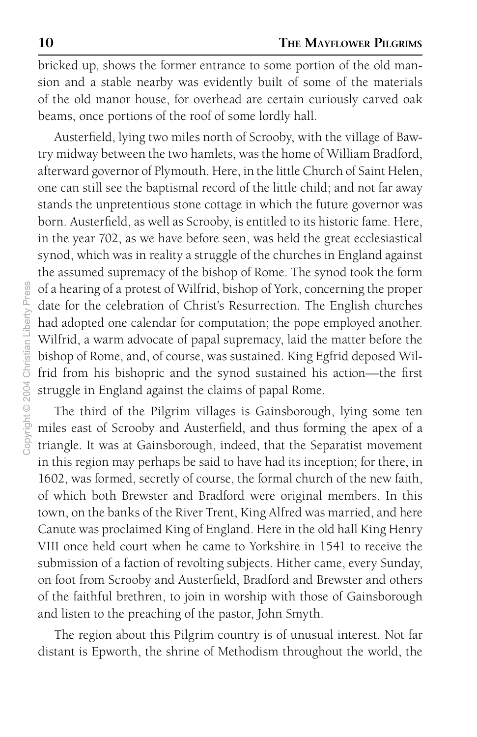bricked up, shows the former entrance to some portion of the old mansion and a stable nearby was evidently built of some of the materials of the old manor house, for overhead are certain curiously carved oak beams, once portions of the roof of some lordly hall.

Austerfield, lying two miles north of Scrooby, with the village of Bawtry midway between the two hamlets, was the home of William Bradford, afterward governor of Plymouth. Here, in the little Church of Saint Helen, one can still see the baptismal record of the little child; and not far away stands the unpretentious stone cottage in which the future governor was born. Austerfield, as well as Scrooby, is entitled to its historic fame. Here, in the year 702, as we have before seen, was held the great ecclesiastical synod, which was in reality a struggle of the churches in England against the assumed supremacy of the bishop of Rome. The synod took the form of a hearing of a protest of Wilfrid, bishop of York, concerning the proper date for the celebration of Christ's Resurrection. The English churches had adopted one calendar for computation; the pope employed another. Wilfrid, a warm advocate of papal supremacy, laid the matter before the bishop of Rome, and, of course, was sustained. King Egfrid deposed Wilfrid from his bishopric and the synod sustained his action—the first struggle in England against the claims of papal Rome.

The third of the Pilgrim villages is Gainsborough, lying some ten miles east of Scrooby and Austerfield, and thus forming the apex of a triangle. It was at Gainsborough, indeed, that the Separatist movement in this region may perhaps be said to have had its inception; for there, in 1602, was formed, secretly of course, the formal church of the new faith, of which both Brewster and Bradford were original members. In this town, on the banks of the River Trent, King Alfred was married, and here Canute was proclaimed King of England. Here in the old hall King Henry VIII once held court when he came to Yorkshire in 1541 to receive the submission of a faction of revolting subjects. Hither came, every Sunday, on foot from Scrooby and Austerfield, Bradford and Brewster and others of the faithful brethren, to join in worship with those of Gainsborough and listen to the preaching of the pastor, John Smyth.

The region about this Pilgrim country is of unusual interest. Not far distant is Epworth, the shrine of Methodism throughout the world, the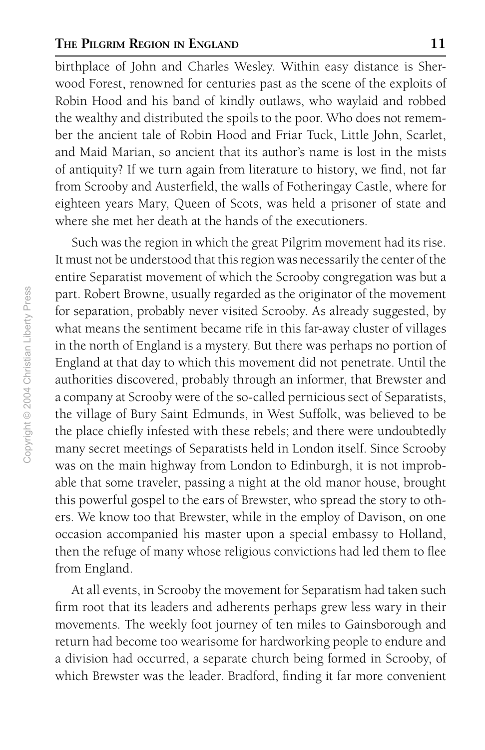birthplace of John and Charles Wesley. Within easy distance is Sherwood Forest, renowned for centuries past as the scene of the exploits of Robin Hood and his band of kindly outlaws, who waylaid and robbed the wealthy and distributed the spoils to the poor. Who does not remember the ancient tale of Robin Hood and Friar Tuck, Little John, Scarlet, and Maid Marian, so ancient that its author's name is lost in the mists of antiquity? If we turn again from literature to history, we find, not far from Scrooby and Austerfield, the walls of Fotheringay Castle, where for eighteen years Mary, Queen of Scots, was held a prisoner of state and where she met her death at the hands of the executioners.

Such was the region in which the great Pilgrim movement had its rise. It must not be understood that this region was necessarily the center of the entire Separatist movement of which the Scrooby congregation was but a part. Robert Browne, usually regarded as the originator of the movement for separation, probably never visited Scrooby. As already suggested, by what means the sentiment became rife in this far-away cluster of villages in the north of England is a mystery. But there was perhaps no portion of England at that day to which this movement did not penetrate. Until the authorities discovered, probably through an informer, that Brewster and a company at Scrooby were of the so-called pernicious sect of Separatists, the village of Bury Saint Edmunds, in West Suffolk, was believed to be the place chiefly infested with these rebels; and there were undoubtedly many secret meetings of Separatists held in London itself. Since Scrooby was on the main highway from London to Edinburgh, it is not improbable that some traveler, passing a night at the old manor house, brought this powerful gospel to the ears of Brewster, who spread the story to others. We know too that Brewster, while in the employ of Davison, on one occasion accompanied his master upon a special embassy to Holland, then the refuge of many whose religious convictions had led them to flee from England.

At all events, in Scrooby the movement for Separatism had taken such firm root that its leaders and adherents perhaps grew less wary in their movements. The weekly foot journey of ten miles to Gainsborough and return had become too wearisome for hardworking people to endure and a division had occurred, a separate church being formed in Scrooby, of which Brewster was the leader. Bradford, finding it far more convenient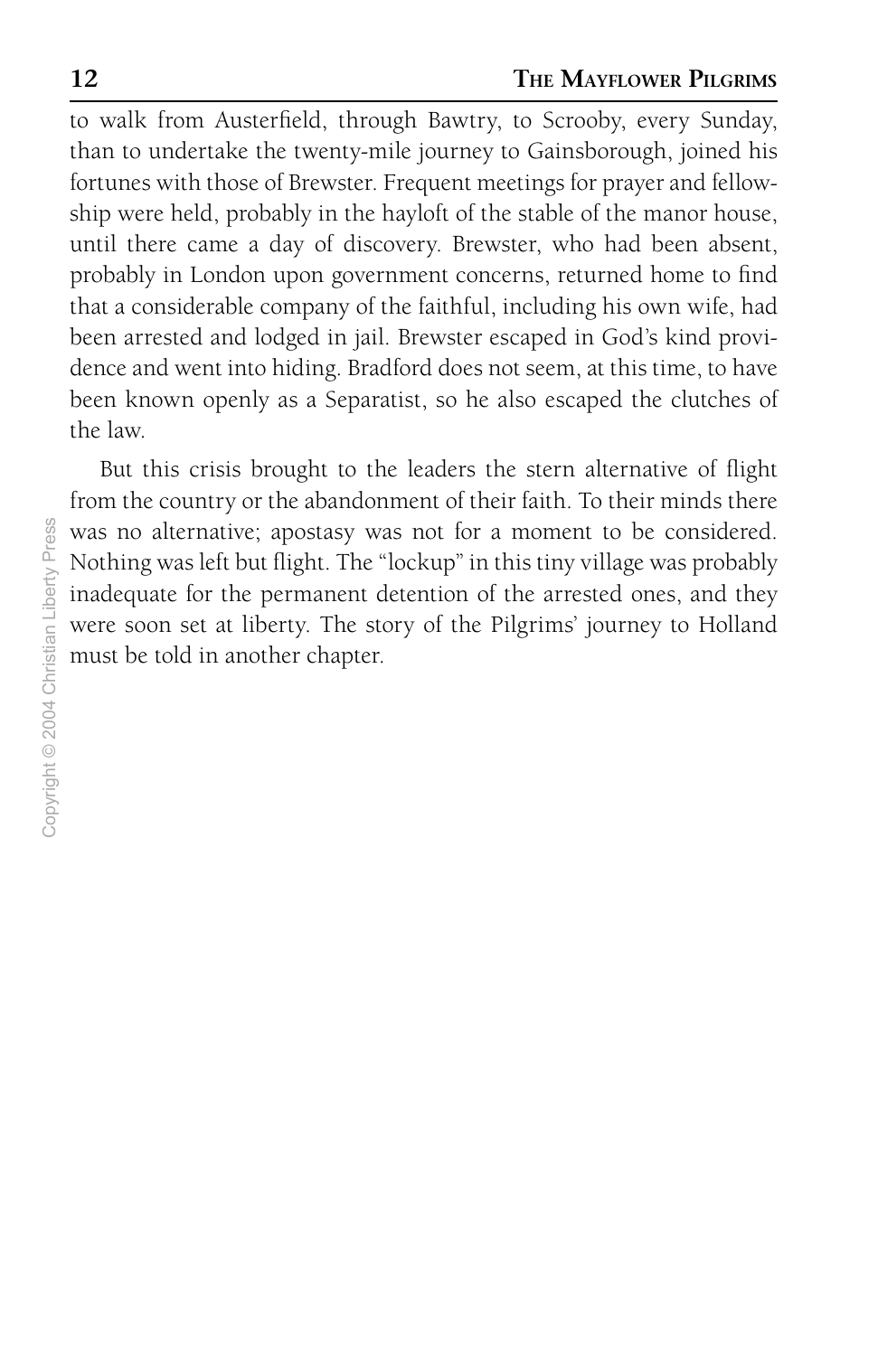to walk from Austerfield, through Bawtry, to Scrooby, every Sunday, than to undertake the twenty-mile journey to Gainsborough, joined his fortunes with those of Brewster. Frequent meetings for prayer and fellowship were held, probably in the hayloft of the stable of the manor house, until there came a day of discovery. Brewster, who had been absent, probably in London upon government concerns, returned home to find that a considerable company of the faithful, including his own wife, had been arrested and lodged in jail. Brewster escaped in God's kind providence and went into hiding. Bradford does not seem, at this time, to have been known openly as a Separatist, so he also escaped the clutches of the law.

But this crisis brought to the leaders the stern alternative of flight from the country or the abandonment of their faith. To their minds there was no alternative; apostasy was not for a moment to be considered. Nothing was left but flight. The "lockup" in this tiny village was probably inadequate for the permanent detention of the arrested ones, and they were soon set at liberty. The story of the Pilgrims' journey to Holland must be told in another chapter.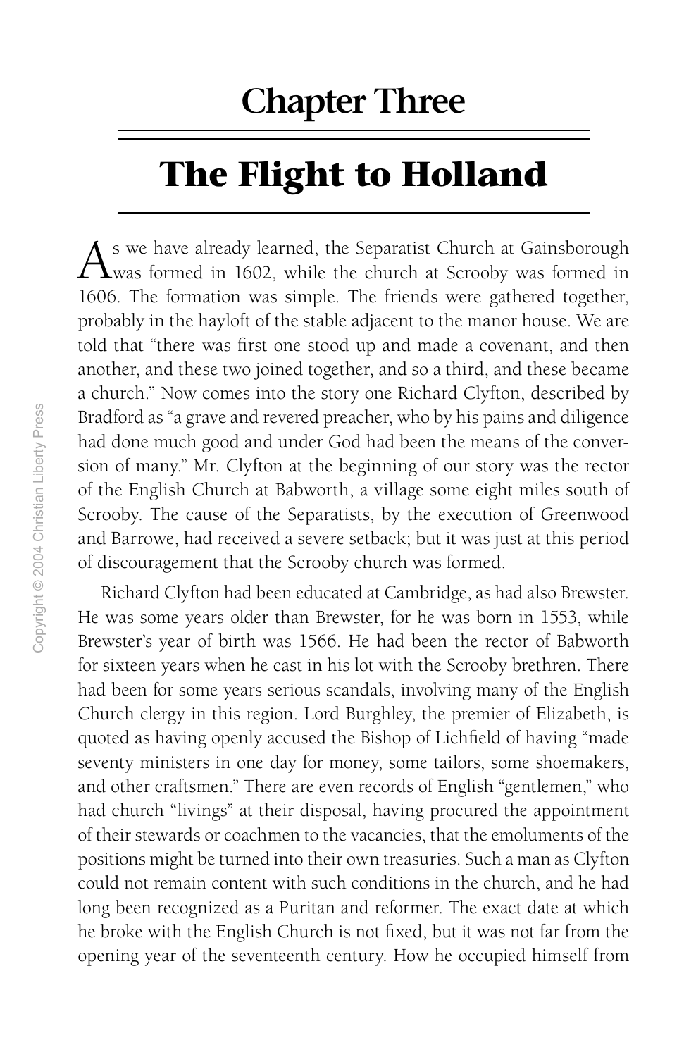# Chapter Three

## The Flight to Holland

As we have already learned, the Separatist Church at Gainsborough was formed in 1602, while the church at Scrooby was formed in 1606. The formation was simple. The friends were gathered together, probably in the hayloft of the stable adjacent to the manor house. We are told that "there was first one stood up and made a covenant, and then another, and these two joined together, and so a third, and these became a church." Now comes into the story one Richard Clyfton, described by Bradford as "a grave and revered preacher, who by his pains and diligence had done much good and under God had been the means of the conversion of many." Mr. Clyfton at the beginning of our story was the rector of the English Church at Babworth, a village some eight miles south of Scrooby. The cause of the Separatists, by the execution of Greenwood and Barrowe, had received a severe setback; but it was just at this period of discouragement that the Scrooby church was formed.

Richard Clyfton had been educated at Cambridge, as had also Brewster. He was some years older than Brewster, for he was born in 1553, while Brewster's year of birth was 1566. He had been the rector of Babworth for sixteen years when he cast in his lot with the Scrooby brethren. There had been for some years serious scandals, involving many of the English Church clergy in this region. Lord Burghley, the premier of Elizabeth, is quoted as having openly accused the Bishop of Lichfield of having "made seventy ministers in one day for money, some tailors, some shoemakers, and other craftsmen." There are even records of English "gentlemen," who had church "livings" at their disposal, having procured the appointment of their stewards or coachmen to the vacancies, that the emoluments of the positions might be turned into their own treasuries. Such a man as Clyfton could not remain content with such conditions in the church, and he had long been recognized as a Puritan and reformer. The exact date at which he broke with the English Church is not fixed, but it was not far from the opening year of the seventeenth century. How he occupied himself from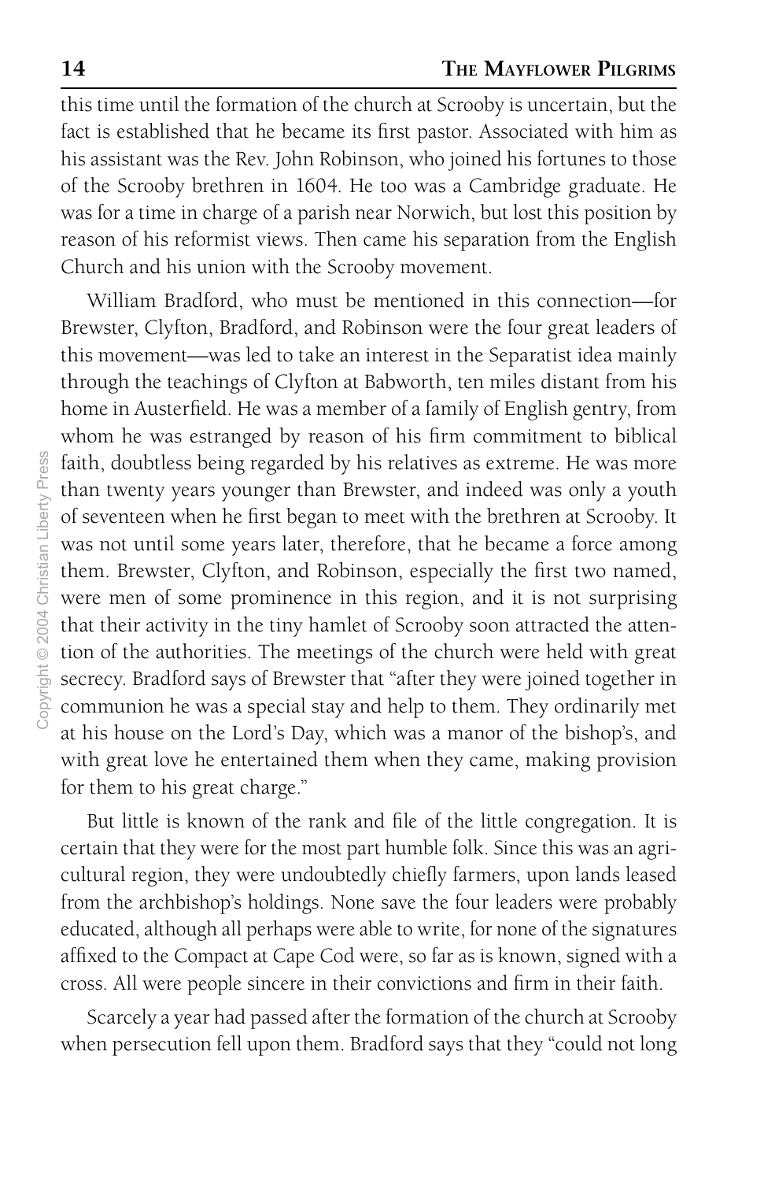this time until the formation of the church at Scrooby is uncertain, but the fact is established that he became its first pastor. Associated with him as his assistant was the Rev. John Robinson, who joined his fortunes to those of the Scrooby brethren in 1604. He too was a Cambridge graduate. He was for a time in charge of a parish near Norwich, but lost this position by reason of his reformist views. Then came his separation from the English Church and his union with the Scrooby movement.

William Bradford, who must be mentioned in this connection—for Brewster, Clyfton, Bradford, and Robinson were the four great leaders of this movement—was led to take an interest in the Separatist idea mainly through the teachings of Clyfton at Babworth, ten miles distant from his home in Austerfield. He was a member of a family of English gentry, from whom he was estranged by reason of his firm commitment to biblical faith, doubtless being regarded by his relatives as extreme. He was more than twenty years younger than Brewster, and indeed was only a youth of seventeen when he first began to meet with the brethren at Scrooby. It was not until some years later, therefore, that he became a force among them. Brewster, Clyfton, and Robinson, especially the first two named, were men of some prominence in this region, and it is not surprising that their activity in the tiny hamlet of Scrooby soon attracted the attention of the authorities. The meetings of the church were held with great secrecy. Bradford says of Brewster that "after they were joined together in communion he was a special stay and help to them. They ordinarily met at his house on the Lord's Day, which was a manor of the bishop's, and with great love he entertained them when they came, making provision for them to his great charge."

But little is known of the rank and file of the little congregation. It is certain that they were for the most part humble folk. Since this was an agricultural region, they were undoubtedly chiefly farmers, upon lands leased from the archbishop's holdings. None save the four leaders were probably educated, although all perhaps were able to write, for none of the signatures affixed to the Compact at Cape Cod were, so far as is known, signed with a cross. All were people sincere in their convictions and firm in their faith.

Scarcely a year had passed after the formation of the church at Scrooby when persecution fell upon them. Bradford says that they "could not long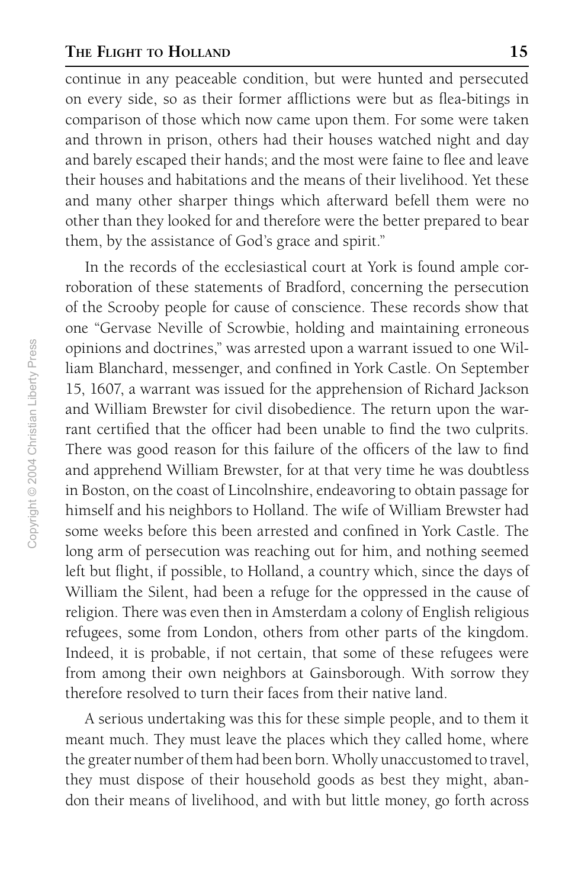continue in any peaceable condition, but were hunted and persecuted on every side, so as their former afflictions were but as flea-bitings in comparison of those which now came upon them. For some were taken and thrown in prison, others had their houses watched night and day and barely escaped their hands; and the most were faine to flee and leave their houses and habitations and the means of their livelihood. Yet these and many other sharper things which afterward befell them were no other than they looked for and therefore were the better prepared to bear them, by the assistance of God's grace and spirit."

In the records of the ecclesiastical court at York is found ample corroboration of these statements of Bradford, concerning the persecution of the Scrooby people for cause of conscience. These records show that one "Gervase Neville of Scrowbie, holding and maintaining erroneous opinions and doctrines," was arrested upon a warrant issued to one William Blanchard, messenger, and confined in York Castle. On September 15, 1607, a warrant was issued for the apprehension of Richard Jackson and William Brewster for civil disobedience. The return upon the warrant certified that the officer had been unable to find the two culprits. There was good reason for this failure of the officers of the law to find and apprehend William Brewster, for at that very time he was doubtless in Boston, on the coast of Lincolnshire, endeavoring to obtain passage for himself and his neighbors to Holland. The wife of William Brewster had some weeks before this been arrested and confined in York Castle. The long arm of persecution was reaching out for him, and nothing seemed left but flight, if possible, to Holland, a country which, since the days of William the Silent, had been a refuge for the oppressed in the cause of religion. There was even then in Amsterdam a colony of English religious refugees, some from London, others from other parts of the kingdom. Indeed, it is probable, if not certain, that some of these refugees were from among their own neighbors at Gainsborough. With sorrow they therefore resolved to turn their faces from their native land.

A serious undertaking was this for these simple people, and to them it meant much. They must leave the places which they called home, where the greater number of them had been born. Wholly unaccustomed to travel, they must dispose of their household goods as best they might, abandon their means of livelihood, and with but little money, go forth across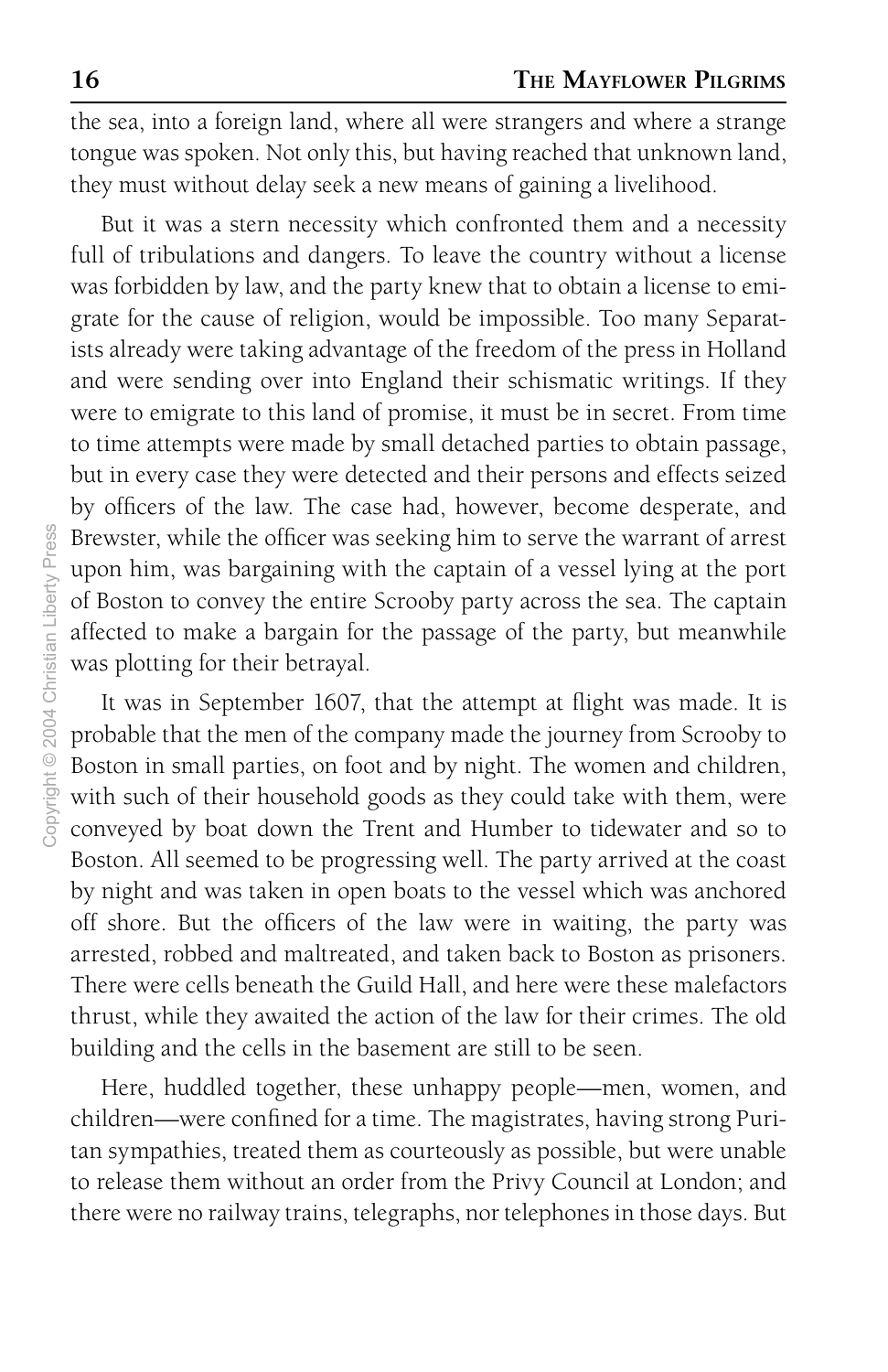the sea, into a foreign land, where all were strangers and where a strange tongue was spoken. Not only this, but having reached that unknown land, they must without delay seek a new means of gaining a livelihood.

But it was a stern necessity which confronted them and a necessity full of tribulations and dangers. To leave the country without a license was forbidden by law, and the party knew that to obtain a license to emigrate for the cause of religion, would be impossible. Too many Separatists already were taking advantage of the freedom of the press in Holland and were sending over into England their schismatic writings. If they were to emigrate to this land of promise, it must be in secret. From time to time attempts were made by small detached parties to obtain passage, but in every case they were detected and their persons and effects seized by officers of the law. The case had, however, become desperate, and Brewster, while the officer was seeking him to serve the warrant of arrest upon him, was bargaining with the captain of a vessel lying at the port of Boston to convey the entire Scrooby party across the sea. The captain affected to make a bargain for the passage of the party, but meanwhile was plotting for their betrayal.

It was in September 1607, that the attempt at flight was made. It is probable that the men of the company made the journey from Scrooby to Boston in small parties, on foot and by night. The women and children, with such of their household goods as they could take with them, were conveyed by boat down the Trent and Humber to tidewater and so to Boston. All seemed to be progressing well. The party arrived at the coast by night and was taken in open boats to the vessel which was anchored off shore. But the officers of the law were in waiting, the party was arrested, robbed and maltreated, and taken back to Boston as prisoners. There were cells beneath the Guild Hall, and here were these malefactors thrust, while they awaited the action of the law for their crimes. The old building and the cells in the basement are still to be seen.

Here, huddled together, these unhappy people—men, women, and children—were confined for a time. The magistrates, having strong Puritan sympathies, treated them as courteously as possible, but were unable to release them without an order from the Privy Council at London; and there were no railway trains, telegraphs, nor telephones in those days. But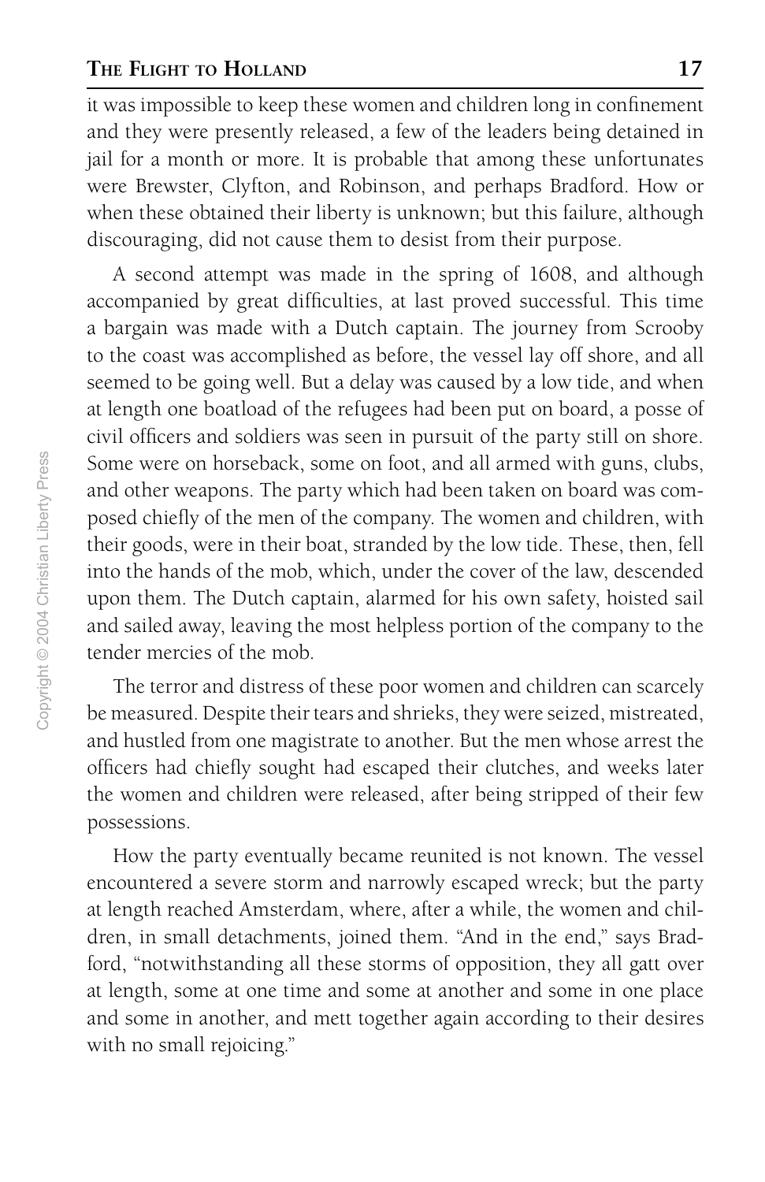it was impossible to keep these women and children long in confinement and they were presently released, a few of the leaders being detained in jail for a month or more. It is probable that among these unfortunates were Brewster, Clyfton, and Robinson, and perhaps Bradford. How or when these obtained their liberty is unknown; but this failure, although discouraging, did not cause them to desist from their purpose.

A second attempt was made in the spring of 1608, and although accompanied by great difficulties, at last proved successful. This time a bargain was made with a Dutch captain. The journey from Scrooby to the coast was accomplished as before, the vessel lay off shore, and all seemed to be going well. But a delay was caused by a low tide, and when at length one boatload of the refugees had been put on board, a posse of civil officers and soldiers was seen in pursuit of the party still on shore. Some were on horseback, some on foot, and all armed with guns, clubs, and other weapons. The party which had been taken on board was composed chiefly of the men of the company. The women and children, with their goods, were in their boat, stranded by the low tide. These, then, fell into the hands of the mob, which, under the cover of the law, descended upon them. The Dutch captain, alarmed for his own safety, hoisted sail and sailed away, leaving the most helpless portion of the company to the tender mercies of the mob.

The terror and distress of these poor women and children can scarcely be measured. Despite their tears and shrieks, they were seized, mistreated, and hustled from one magistrate to another. But the men whose arrest the officers had chiefly sought had escaped their clutches, and weeks later the women and children were released, after being stripped of their few possessions.

How the party eventually became reunited is not known. The vessel encountered a severe storm and narrowly escaped wreck; but the party at length reached Amsterdam, where, after a while, the women and children, in small detachments, joined them. "And in the end," says Bradford, "notwithstanding all these storms of opposition, they all gatt over at length, some at one time and some at another and some in one place and some in another, and mett together again according to their desires with no small rejoicing."